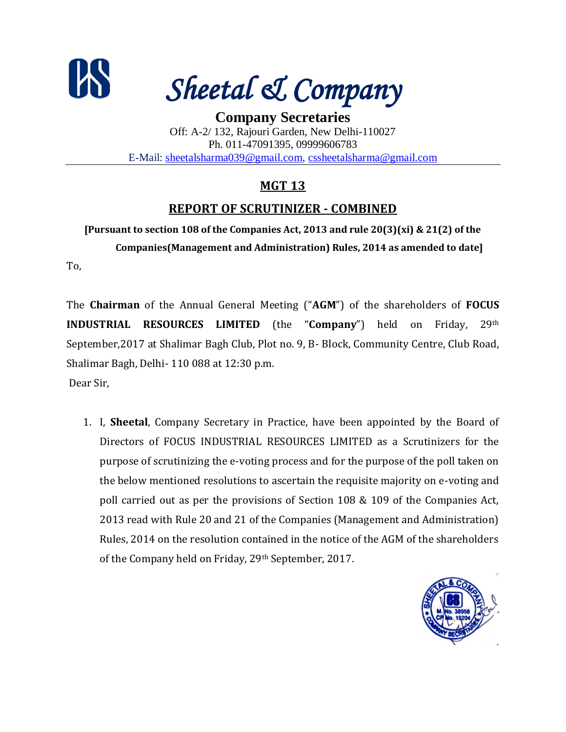# Sheetal & Company

**Company Secretaries**

Off: A-2/ 132, Rajouri Garden, New Delhi-110027
Ph. 011-47091395, 09999606783
E-Mail: sheetalsharma039@gmail.com, cssheetalsharma@gmail.com

## MGT 13

## REPORT OF SCRUTINIZER - COMBINED

**[Pursuant to section 108 of the Companies Act, 2013 and rule 20(3)(xi) & 21(2) of the Companies(Management and Administration) Rules, 2014 as amended to date]**

To,

The **Chairman** of the Annual General Meeting ("**AGM**") of the shareholders of **FOCUS INDUSTRIAL RESOURCES LIMITED** (the "**Company**") held on Friday, 29th September,2017 at Shalimar Bagh Club, Plot no. 9, B- Block, Community Centre, Club Road, Shalimar Bagh, Delhi- 110 088 at 12:30 p.m.

Dear Sir,

1. I, **Sheetal**, Company Secretary in Practice, have been appointed by the Board of Directors of FOCUS INDUSTRIAL RESOURCES LIMITED as a Scrutinizers for the purpose of scrutinizing the e-voting process and for the purpose of the poll taken on the below mentioned resolutions to ascertain the requisite majority on e-voting and poll carried out as per the provisions of Section 108 & 109 of the Companies Act, 2013 read with Rule 20 and 21 of the Companies (Management and Administration) Rules, 2014 on the resolution contained in the notice of the AGM of the shareholders of the Company held on Friday, 29th September, 2017.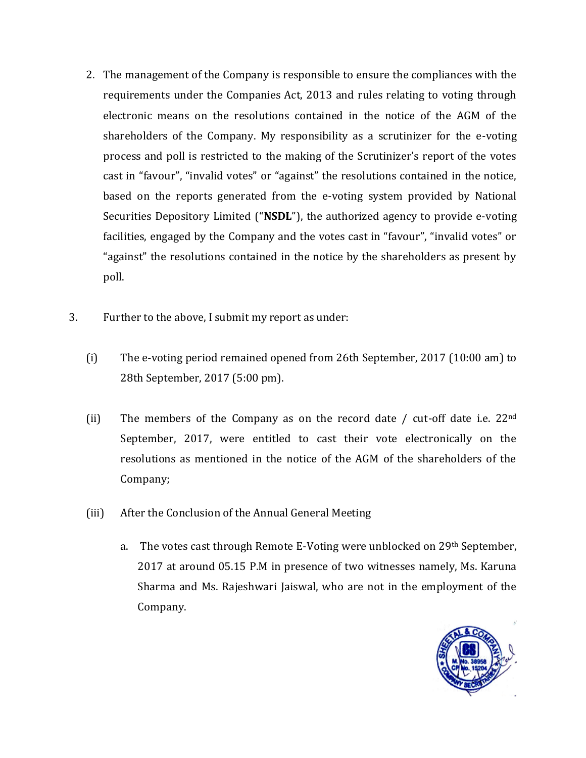2. The management of the Company is responsible to ensure the compliances with the requirements under the Companies Act, 2013 and rules relating to voting through electronic means on the resolutions contained in the notice of the AGM of the shareholders of the Company. My responsibility as a scrutinizer for the e-voting process and poll is restricted to the making of the Scrutinizer's report of the votes cast in "favour", "invalid votes" or "against" the resolutions contained in the notice, based on the reports generated from the e-voting system provided by National Securities Depository Limited ("**NSDL**"), the authorized agency to provide e-voting facilities, engaged by the Company and the votes cast in "favour", "invalid votes" or "against" the resolutions contained in the notice by the shareholders as present by poll.

3. Further to the above, I submit my report as under:

   (i) The e-voting period remained opened from 26th September, 2017 (10:00 am) to 28th September, 2017 (5:00 pm).

   (ii) The members of the Company as on the record date / cut-off date i.e. 22nd September, 2017, were entitled to cast their vote electronically on the resolutions as mentioned in the notice of the AGM of the shareholders of the Company;

   (iii) After the Conclusion of the Annual General Meeting

   a. The votes cast through Remote E-Voting were unblocked on 29th September, 2017 at around 05.15 P.M in presence of two witnesses namely, Ms. Karuna Sharma and Ms. Rajeshwari Jaiswal, who are not in the employment of the Company.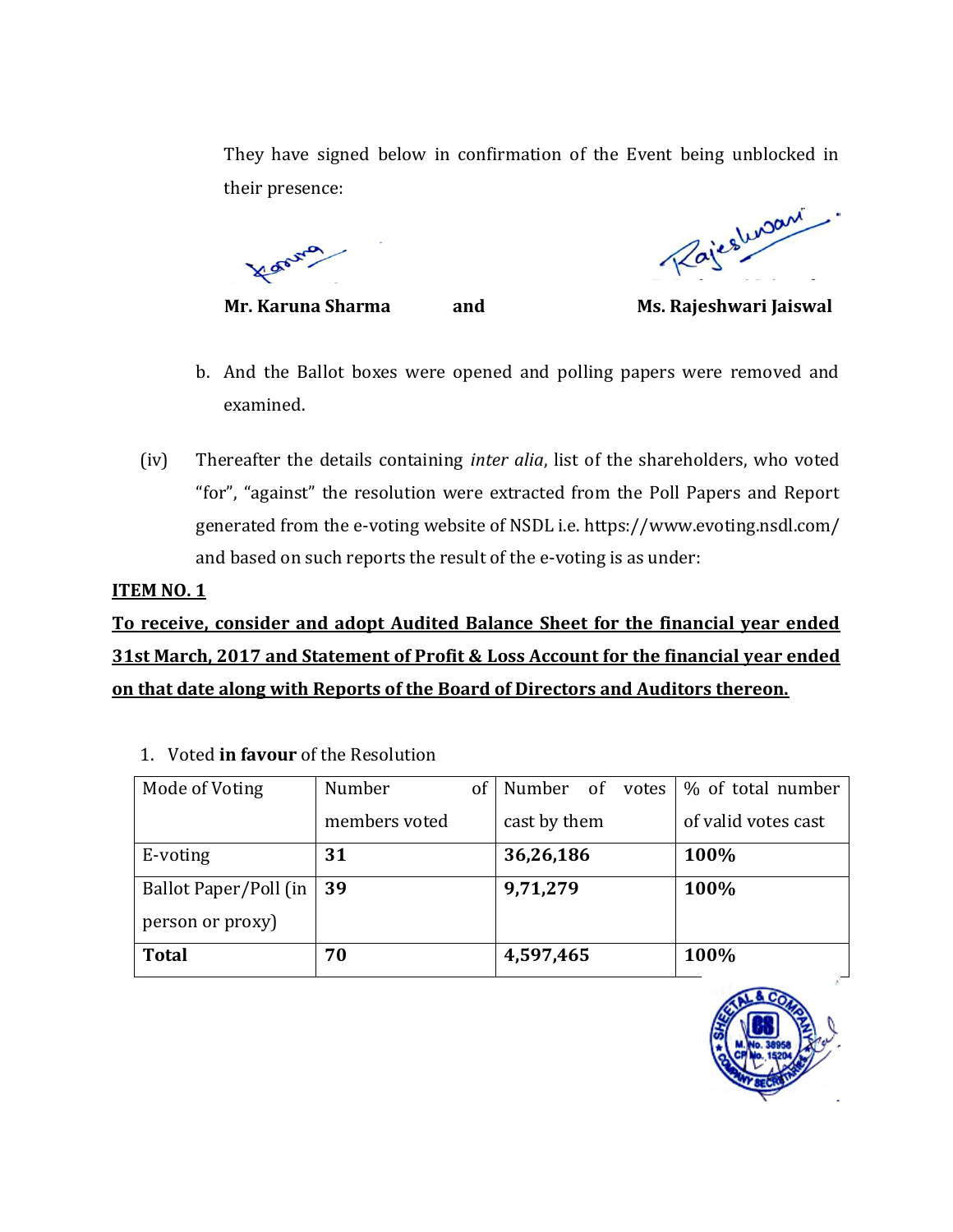They have signed below in confirmation of the Event being unblocked in their presence:

**Mr. Karuna Sharma** **and** **Ms. Rajeshwari Jaiswal**

b. And the Ballot boxes were opened and polling papers were removed and examined.

(iv) Thereafter the details containing *inter alia*, list of the shareholders, who voted "for", "against" the resolution were extracted from the Poll Papers and Report generated from the e-voting website of NSDL i.e. https://www.evoting.nsdl.com/ and based on such reports the result of the e-voting is as under:

**ITEM NO. 1**

**To receive, consider and adopt Audited Balance Sheet for the financial year ended 31st March, 2017 and Statement of Profit & Loss Account for the financial year ended on that date along with Reports of the Board of Directors and Auditors thereon.**

1. Voted **in favour** of the Resolution

| Mode of Voting | Number of members voted | Number of votes cast by them | % of total number of valid votes cast |
|---|---|---|---|
| E-voting | **31** | **36,26,186** | **100%** |
| Ballot Paper/Poll (in person or proxy) | **39** | **9,71,279** | **100%** |
| **Total** | **70** | **4,597,465** | **100%** |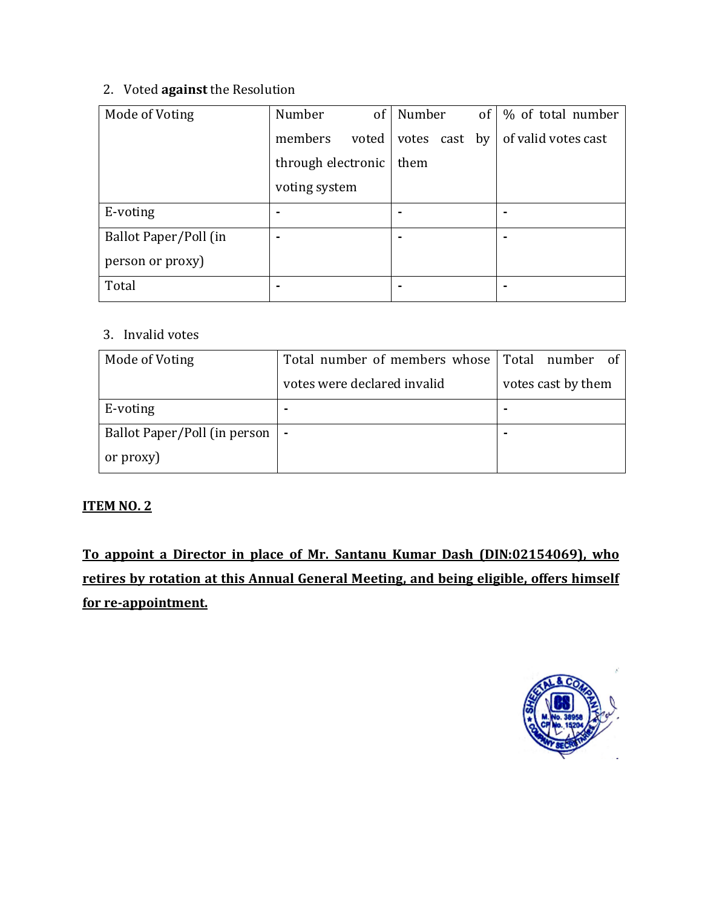2. Voted **against** the Resolution

| Mode of Voting | Number of members voted through electronic voting system | Number of votes cast by them | % of total number of valid votes cast |
|---|---|---|---|
| E-voting | - | - | - |
| Ballot Paper/Poll (in person or proxy) | - | - | - |
| Total | - | - | - |

3. Invalid votes

| Mode of Voting | Total number of members whose votes were declared invalid | Total number of votes cast by them |
|---|---|---|
| E-voting | - | - |
| Ballot Paper/Poll (in person or proxy) | - | - |

**ITEM NO. 2**

**To appoint a Director in place of Mr. Santanu Kumar Dash (DIN:02154069), who retires by rotation at this Annual General Meeting, and being eligible, offers himself for re-appointment.**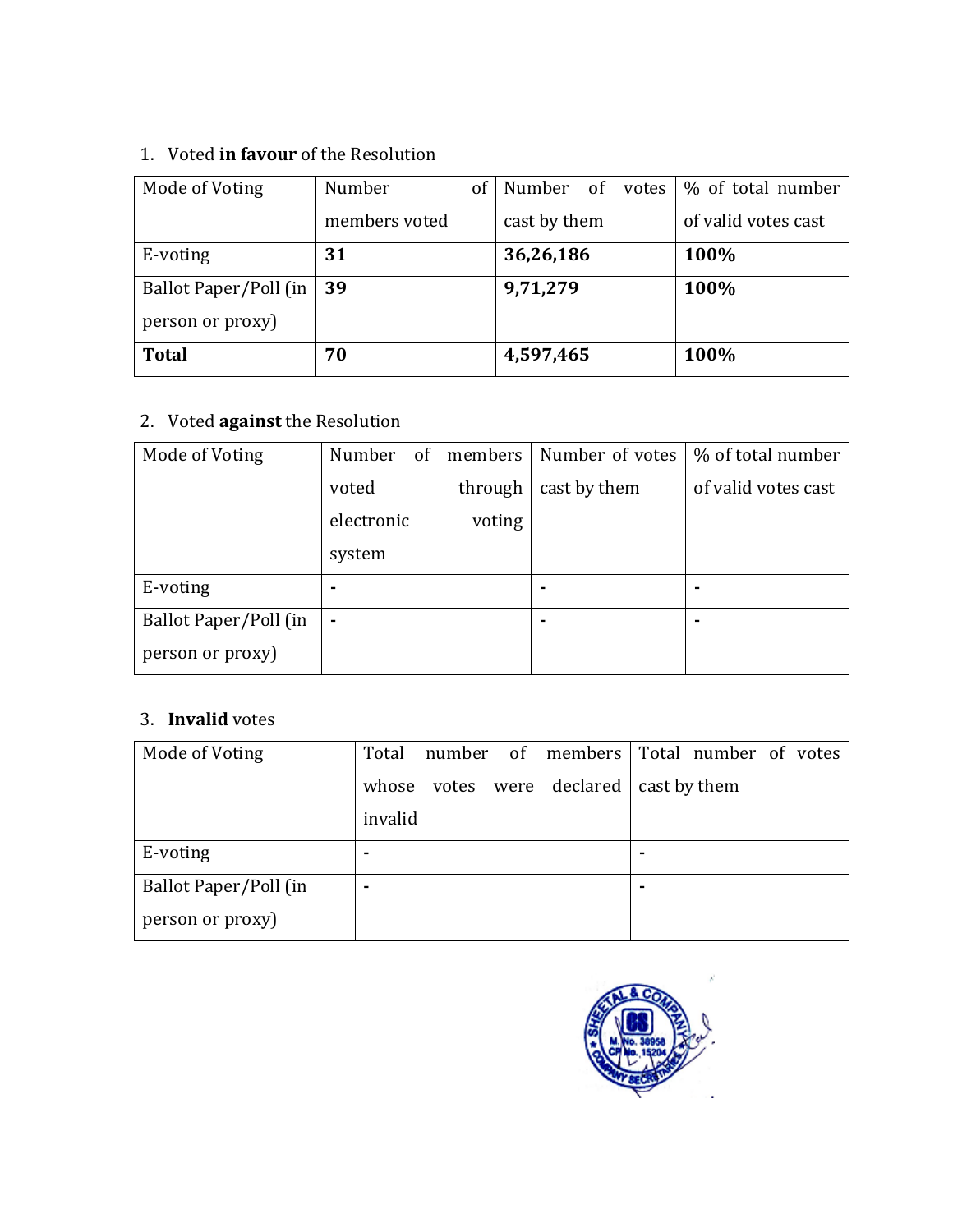1. Voted **in favour** of the Resolution

| Mode of Voting | Number of members voted | Number of votes cast by them | % of total number of valid votes cast |
|---|---|---|---|
| E-voting | **31** | **36,26,186** | **100%** |
| Ballot Paper/Poll (in person or proxy) | **39** | **9,71,279** | **100%** |
| **Total** | **70** | **4,597,465** | **100%** |

2. Voted **against** the Resolution

| Mode of Voting | Number of members voted through electronic voting system | Number of votes cast by them | % of total number of valid votes cast |
|---|---|---|---|
| E-voting | - | - | - |
| Ballot Paper/Poll (in person or proxy) | - | - | - |

3. **Invalid** votes

| Mode of Voting | Total number of members whose votes were declared invalid | Total number of votes cast by them |
|---|---|---|
| E-voting | - | - |
| Ballot Paper/Poll (in person or proxy) | - | - |

SHEETAL & COMPANY
COMPANY SECRETARIES
M. No. 38958
CP No. 15204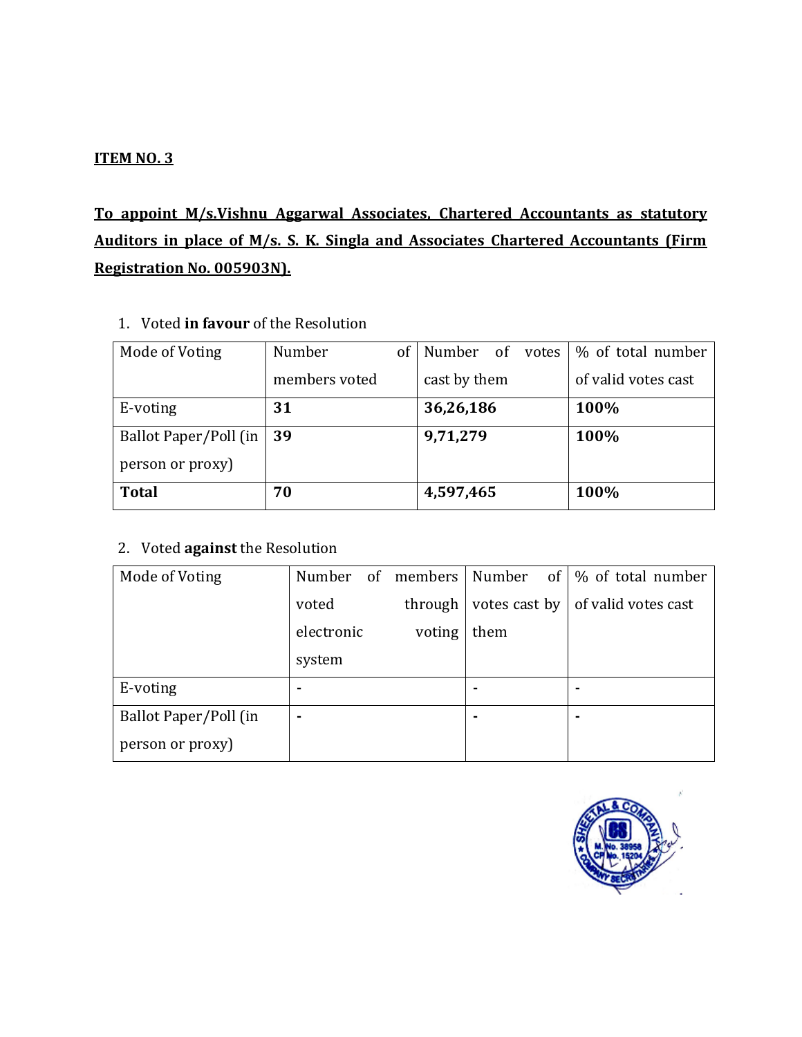**ITEM NO. 3**

**To appoint M/s.Vishnu Aggarwal Associates, Chartered Accountants as statutory Auditors in place of M/s. S. K. Singla and Associates Chartered Accountants (Firm Registration No. 005903N).**

1. Voted **in favour** of the Resolution

| Mode of Voting | Number of members voted | Number of votes cast by them | % of total number of valid votes cast |
|---|---|---|---|
| E-voting | **31** | **36,26,186** | **100%** |
| Ballot Paper/Poll (in person or proxy) | **39** | **9,71,279** | **100%** |
| **Total** | **70** | **4,597,465** | **100%** |

2. Voted **against** the Resolution

| Mode of Voting | Number of members voted through electronic voting system | Number of votes cast by them | % of total number of valid votes cast |
|---|---|---|---|
| E-voting | - | - | - |
| Ballot Paper/Poll (in person or proxy) | - | - | - |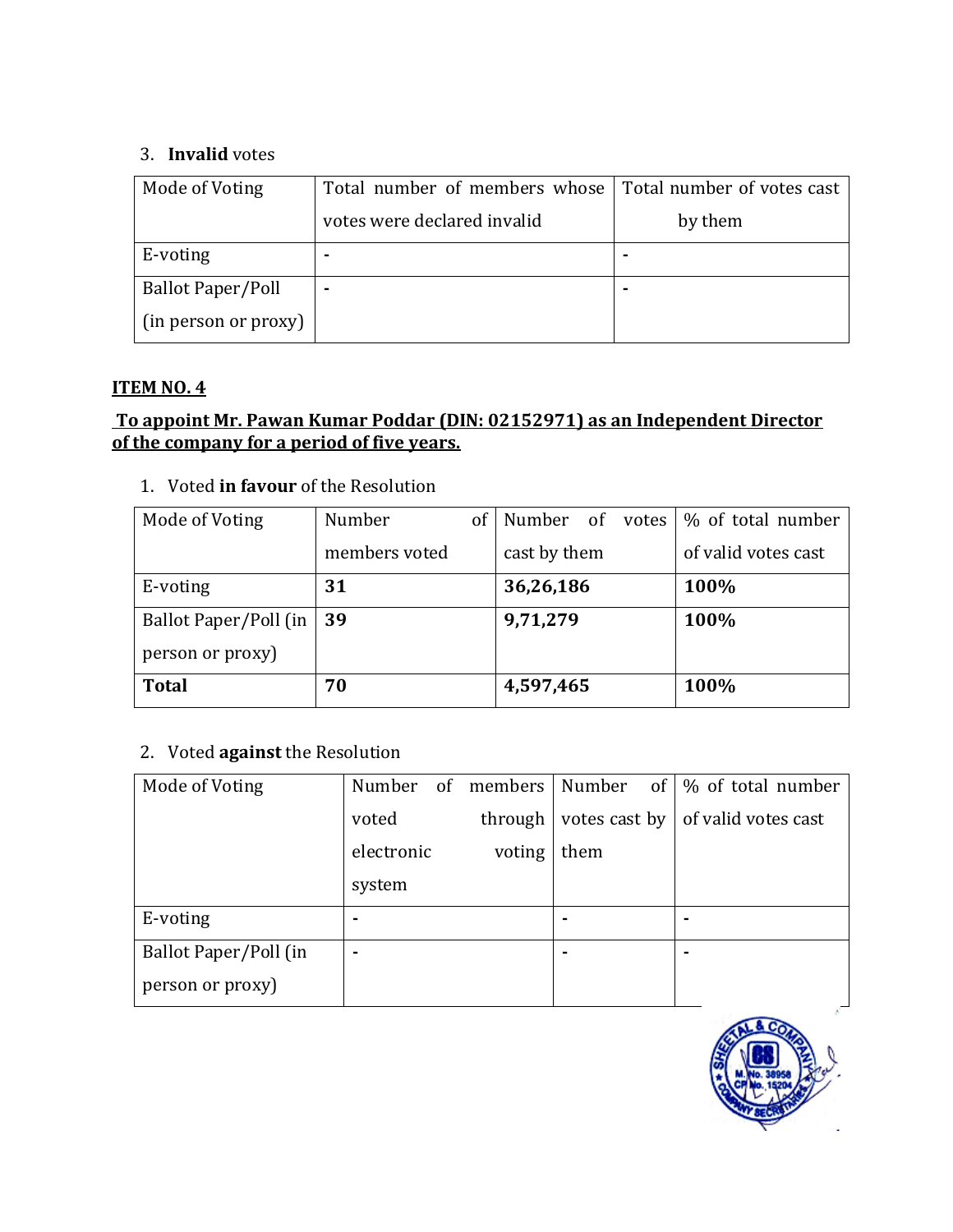3. **Invalid** votes

| Mode of Voting | Total number of members whose votes were declared invalid | Total number of votes cast by them |
|---|---|---|
| E-voting | - | - |
| Ballot Paper/Poll (in person or proxy) | - | - |

**ITEM NO. 4**

**To appoint Mr. Pawan Kumar Poddar (DIN: 02152971) as an Independent Director of the company for a period of five years.**

1. Voted **in favour** of the Resolution

| Mode of Voting | Number of members voted | Number of votes cast by them | % of total number of valid votes cast |
|---|---|---|---|
| E-voting | **31** | **36,26,186** | **100%** |
| Ballot Paper/Poll (in person or proxy) | **39** | **9,71,279** | **100%** |
| **Total** | **70** | **4,597,465** | **100%** |

2. Voted **against** the Resolution

| Mode of Voting | Number of members voted through electronic voting system | Number of votes cast by them | % of total number of valid votes cast |
|---|---|---|---|
| E-voting | - | - | - |
| Ballot Paper/Poll (in person or proxy) | - | - | - |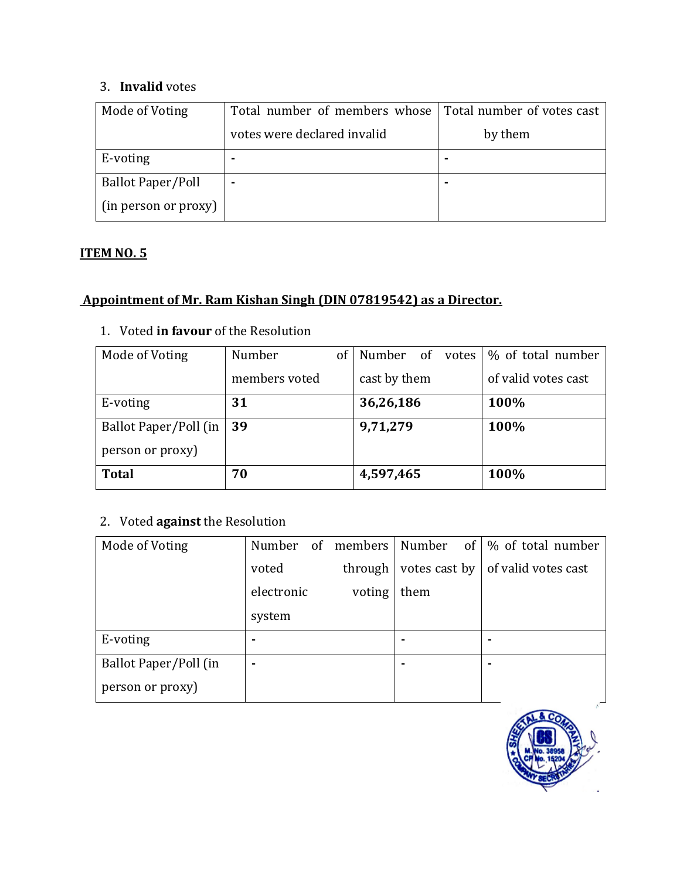3. **Invalid** votes

| Mode of Voting | Total number of members whose votes were declared invalid | Total number of votes cast by them |
|---|---|---|
| E-voting | - | - |
| Ballot Paper/Poll (in person or proxy) | - | - |

**ITEM NO. 5**

**Appointment of Mr. Ram Kishan Singh (DIN 07819542) as a Director.**

1. Voted **in favour** of the Resolution

| Mode of Voting | Number of members voted | Number of votes cast by them | % of total number of valid votes cast |
|---|---|---|---|
| E-voting | **31** | **36,26,186** | **100%** |
| Ballot Paper/Poll (in person or proxy) | **39** | **9,71,279** | **100%** |
| **Total** | **70** | **4,597,465** | **100%** |

2. Voted **against** the Resolution

| Mode of Voting | Number of members voted through electronic voting system | Number of votes cast by them | % of total number of valid votes cast |
|---|---|---|---|
| E-voting | - | - | - |
| Ballot Paper/Poll (in person or proxy) | - | - | - |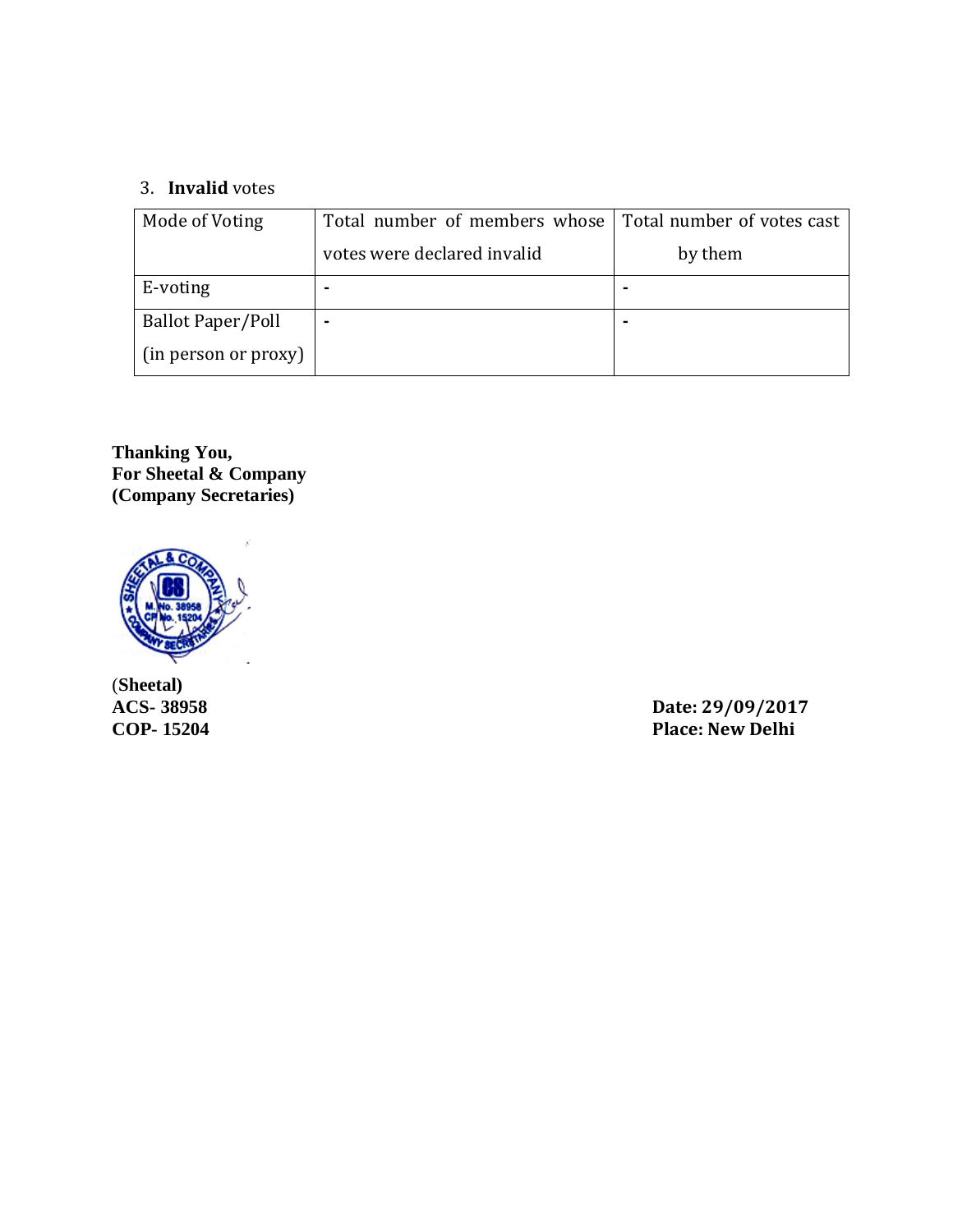3. **Invalid** votes

| Mode of Voting | Total number of members whose votes were declared invalid | Total number of votes cast by them |
|---|---|---|
| E-voting | - | - |
| Ballot Paper/Poll (in person or proxy) | - | - |

**Thanking You,**
**For Sheetal & Company**
**(Company Secretaries)**

(**Sheetal)**
**ACS- 38958**
**COP- 15204**

**Date: 29/09/2017**
**Place: New Delhi**